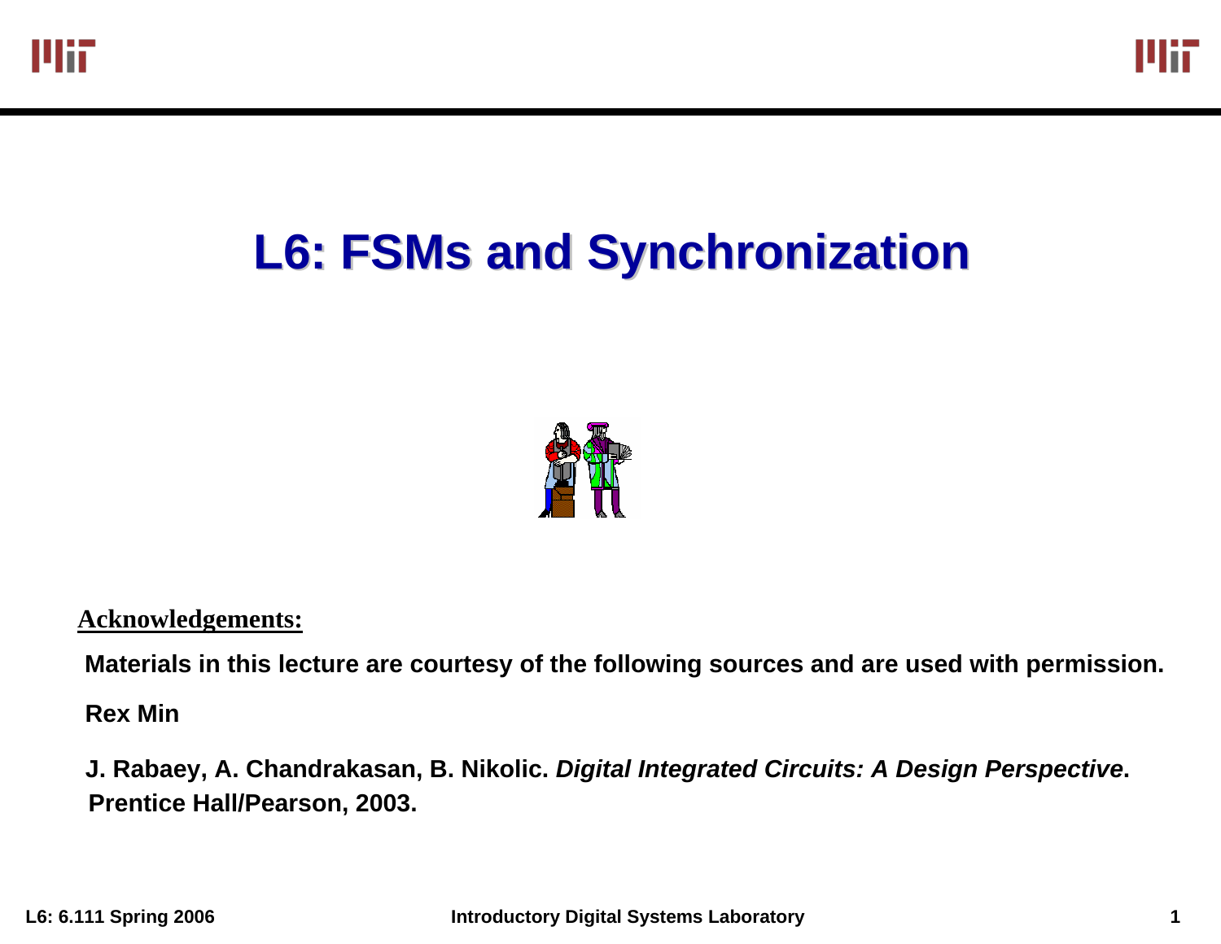# L6: FSMs and Synchronization

**Acknowledgements:**

**Materials in this lecture are courtesy of the following sources and are used with permission.**

**Rex Min**

**J. Rabaey, A. Chandrakasan, B. Nikolic. *Digital Integrated Circuits: A Design Perspective*. Prentice Hall/Pearson, 2003.**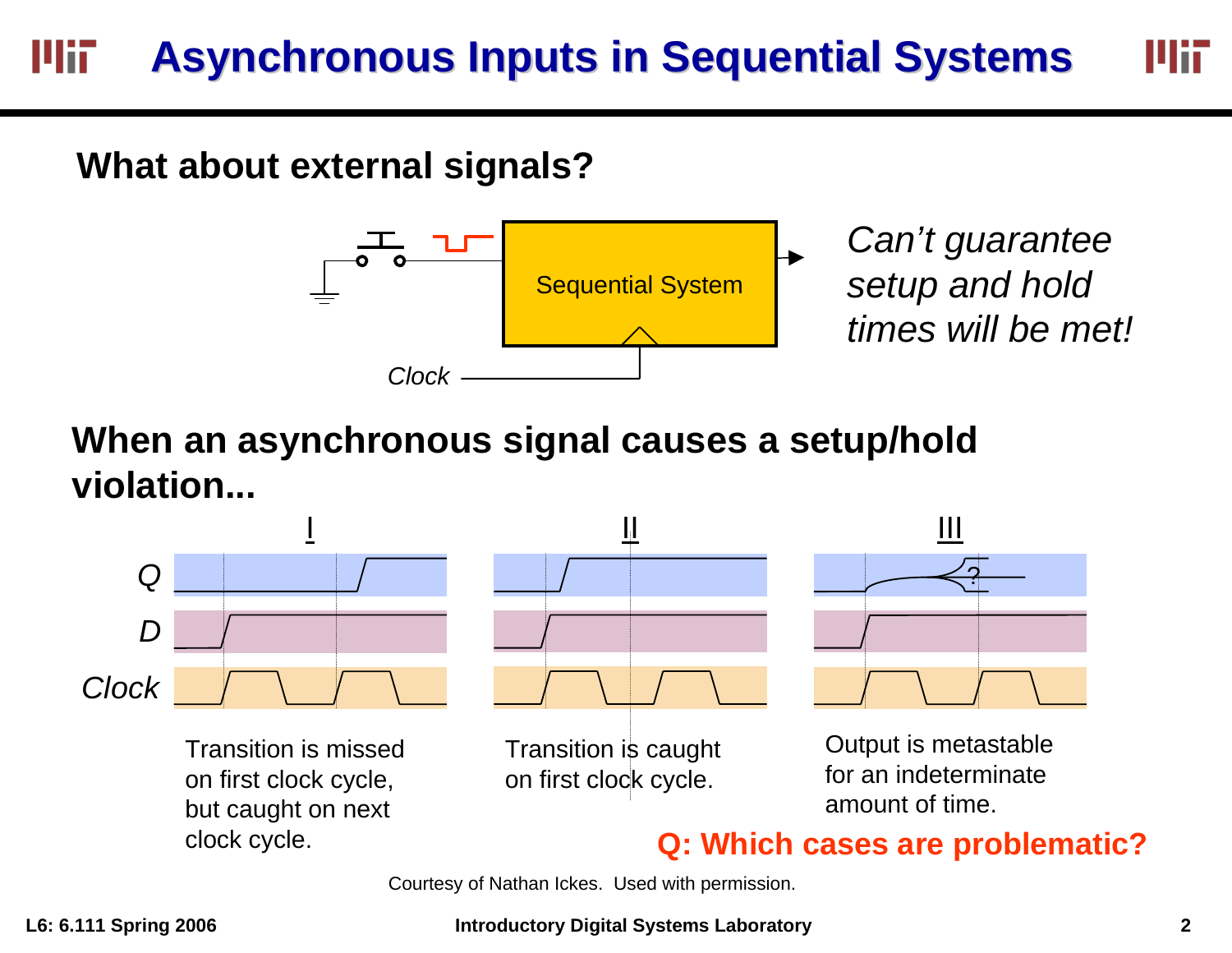# Asynchronous Inputs in Sequential Systems

## What about external signals?

Sequential System

Clock

*Can't guarantee setup and hold times will be met!*

## When an asynchronous signal causes a setup/hold violation...

I

II

III

Q

D

Clock

Transition is missed on first clock cycle, but caught on next clock cycle.

Transition is caught on first clock cycle.

Output is metastable for an indeterminate amount of time.

**Q: Which cases are problematic?**

Courtesy of Nathan Ickes. Used with permission.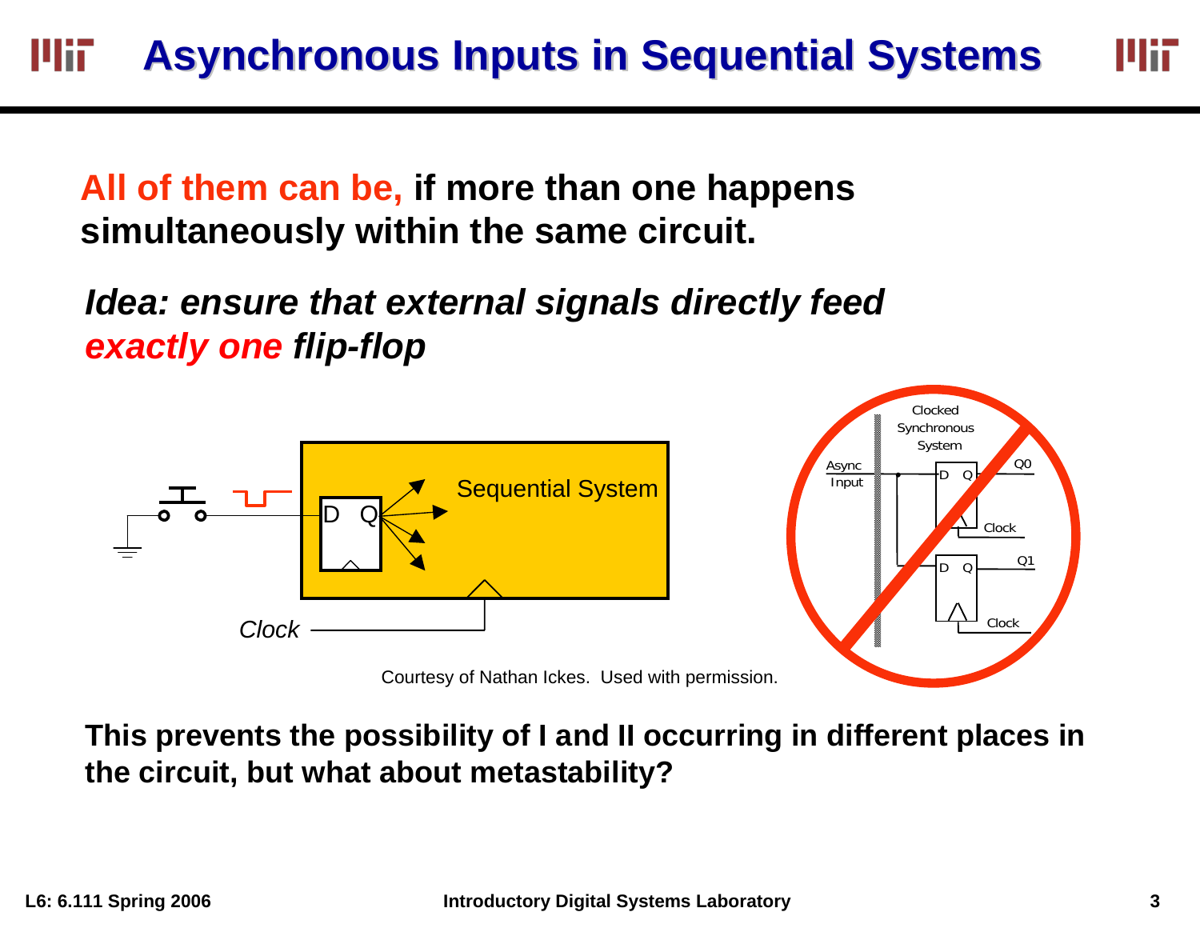# Asynchronous Inputs in Sequential Systems

**All of them can be, if more than one happens simultaneously within the same circuit.**

***Idea: ensure that external signals directly feed exactly one flip-flop***

Courtesy of Nathan Ickes. Used with permission.

**This prevents the possibility of I and II occurring in different places in the circuit, but what about metastability?**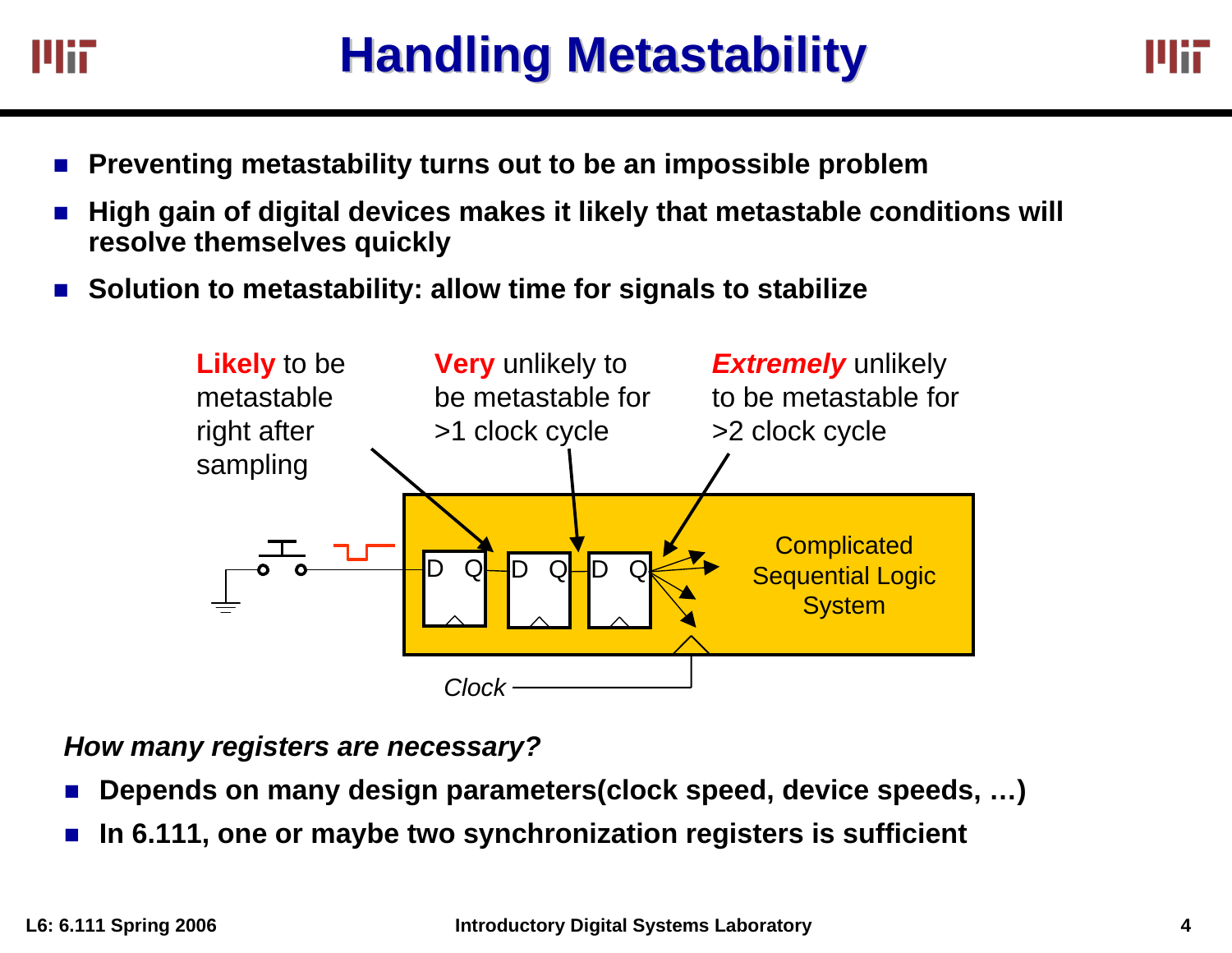# Handling Metastability

- **Preventing metastability turns out to be an impossible problem**
- **High gain of digital devices makes it likely that metastable conditions will resolve themselves quickly**
- **Solution to metastability: allow time for signals to stabilize**

**Likely** to be metastable right after sampling

**Very** unlikely to be metastable for >1 clock cycle

***Extremely*** unlikely to be metastable for >2 clock cycle

Complicated Sequential Logic System

*Clock*

***How many registers are necessary?***

- **Depends on many design parameters(clock speed, device speeds, …)**
- **In 6.111, one or maybe two synchronization registers is sufficient**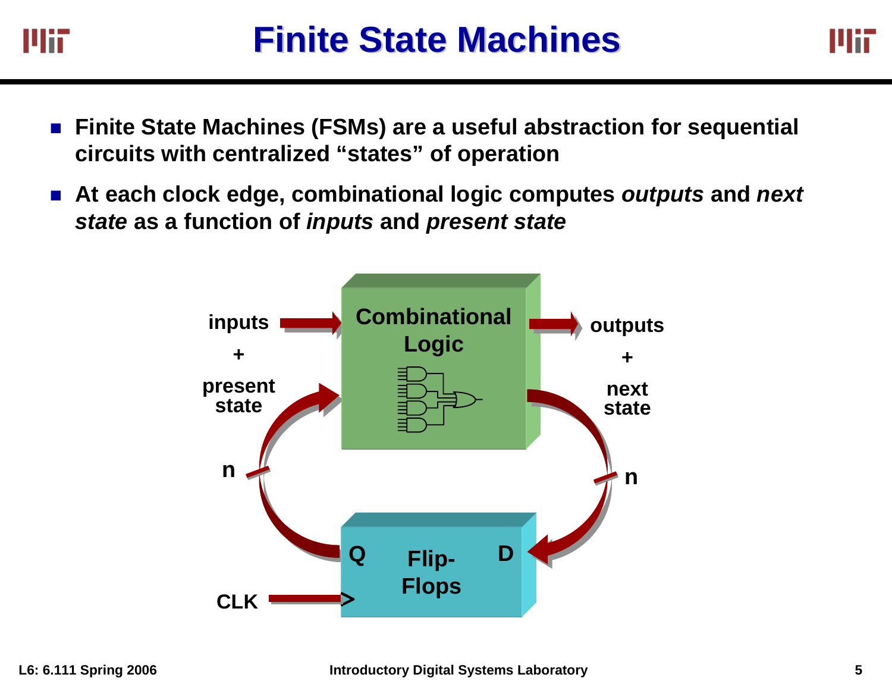# Finite State Machines

- **Finite State Machines (FSMs) are a useful abstraction for sequential circuits with centralized "states" of operation**
- **At each clock edge, combinational logic computes *outputs* and *next state* as a function of *inputs* and *present state***

**Combinational Logic**

inputs + present state

outputs + next state

n

n

Q

D

Flip-Flops

CLK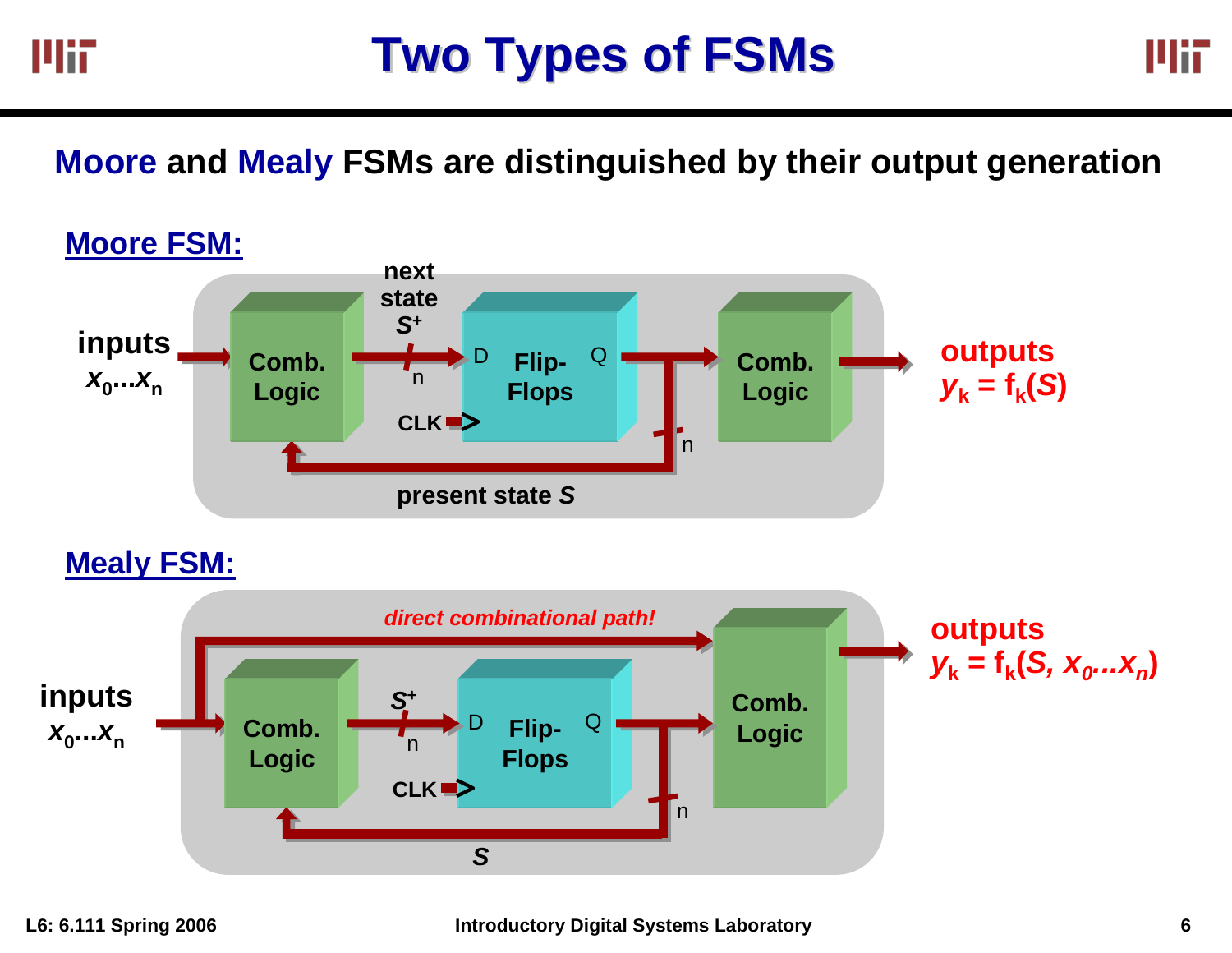# Two Types of FSMs

**Moore** and **Mealy** FSMs are distinguished by their output generation

## Moore FSM:

inputs $x_0...x_n$ → Comb. Logic → next state $S^+$ (n) → D Flip-Flops Q (CLK) → Comb. Logic → outputs $y_k = f_k(S)$

present state $S$ (n) fed back to Comb. Logic

## Mealy FSM:

inputs $x_0...x_n$ → Comb. Logic → $S^+$ (n) → D Flip-Flops Q (CLK) → Comb. Logic → outputs $y_k = f_k(S, x_0...x_n)$

*direct combinational path!* (inputs → output Comb. Logic)

$S$ (n) fed back to Comb. Logic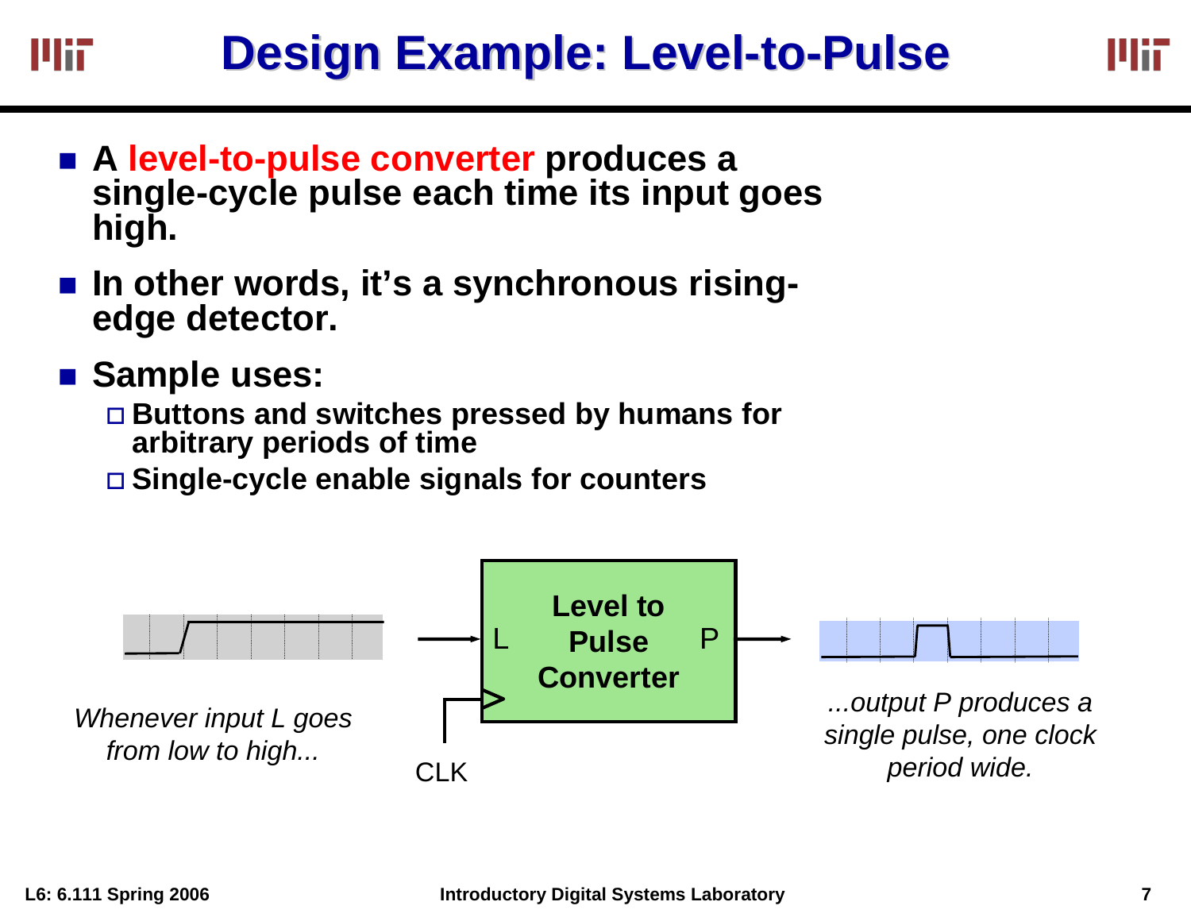# Design Example: Level-to-Pulse

- **A level-to-pulse converter produces a single-cycle pulse each time its input goes high.**
- **In other words, it's a synchronous rising-edge detector.**
- **Sample uses:**
  - **Buttons and switches pressed by humans for arbitrary periods of time**
  - **Single-cycle enable signals for counters**

**Level to Pulse Converter** (input L, output P, clock CLK)

*Whenever input L goes from low to high...*

*...output P produces a single pulse, one clock period wide.*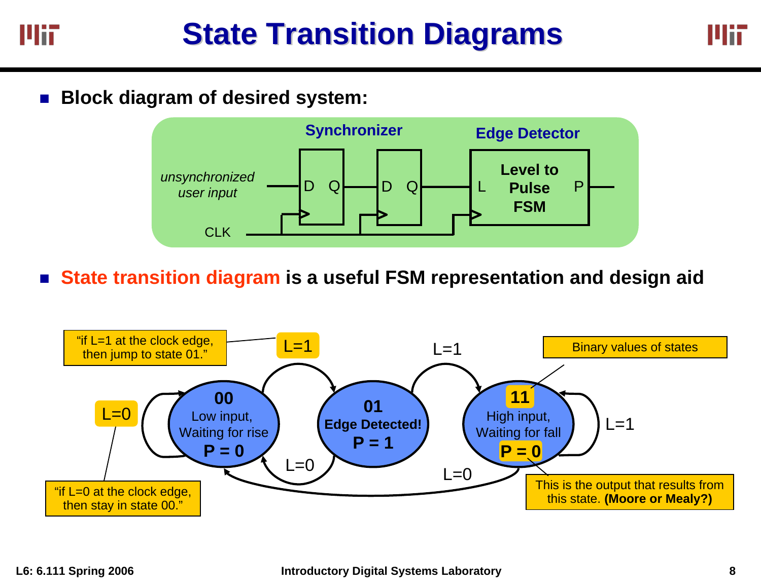# State Transition Diagrams

- **Block diagram of desired system:**

Synchronizer | Edge Detector

*unsynchronized user input* → D Q → D Q → L **Level to Pulse FSM** P

CLK

- **State transition diagram is a useful FSM representation and design aid**

States:

- **00** — Low input, Waiting for rise, **P = 0**
- **01** — **Edge Detected!** **P = 1**
- **11** — High input, Waiting for fall, **P = 0**

Transitions:

- 00 → 00: L=0
- 00 → 01: L=1
- 01 → 11: L=1
- 01 → 00: L=0
- 11 → 11: L=1
- 11 → 00: L=0

"if L=1 at the clock edge, then jump to state 01."

"if L=0 at the clock edge, then stay in state 00."

Binary values of states

This is the output that results from this state. **(Moore or Mealy?)**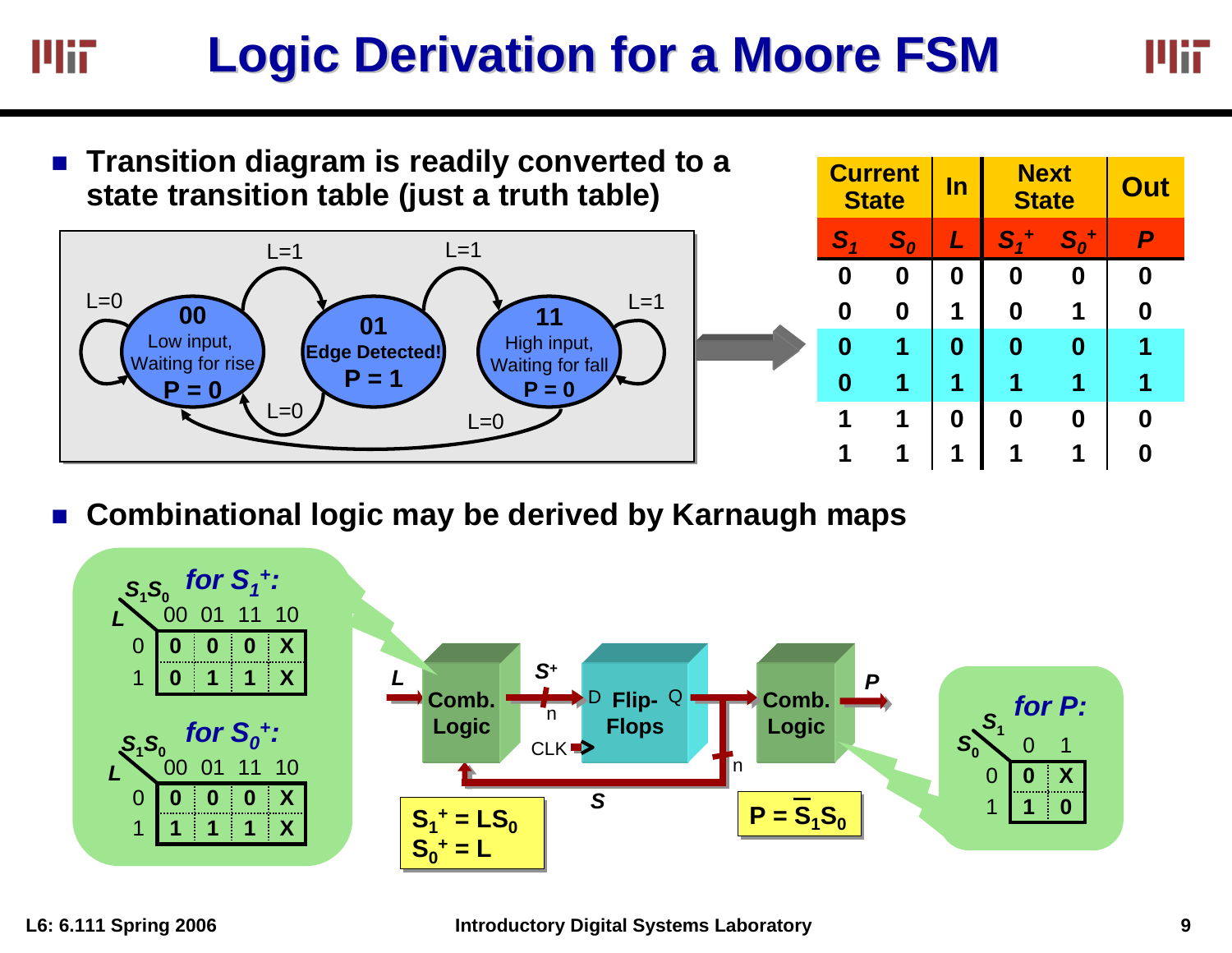# Logic Derivation for a Moore FSM

- **Transition diagram is readily converted to a state transition table (just a truth table)**

| Current State | | In | Next State | | Out |
|---|---|---|---|---|---|
| $S_1$ | $S_0$ | $L$ | $S_1^+$ | $S_0^+$ | $P$ |
| 0 | 0 | 0 | 0 | 0 | 0 |
| 0 | 0 | 1 | 0 | 1 | 0 |
| 0 | 1 | 0 | 0 | 0 | 1 |
| 0 | 1 | 1 | 1 | 1 | 1 |
| 1 | 1 | 0 | 0 | 0 | 0 |
| 1 | 1 | 1 | 1 | 1 | 0 |

- **Combinational logic may be derived by Karnaugh maps**

**for $S_1^+$:**

| L \ $S_1S_0$ | 00 | 01 | 11 | 10 |
|---|---|---|---|---|
| 0 | 0 | 0 | 0 | X |
| 1 | 0 | 1 | 1 | X |

**for $S_0^+$:**

| L \ $S_1S_0$ | 00 | 01 | 11 | 10 |
|---|---|---|---|---|
| 0 | 0 | 0 | 0 | X |
| 1 | 1 | 1 | 1 | X |

**for P:**

| $S_0$ \ $S_1$ | 0 | 1 |
|---|---|---|
| 0 | 0 | X |
| 1 | 1 | 0 |

$S_1^+ = LS_0$
$S_0^+ = L$

$P = \overline{S_1}S_0$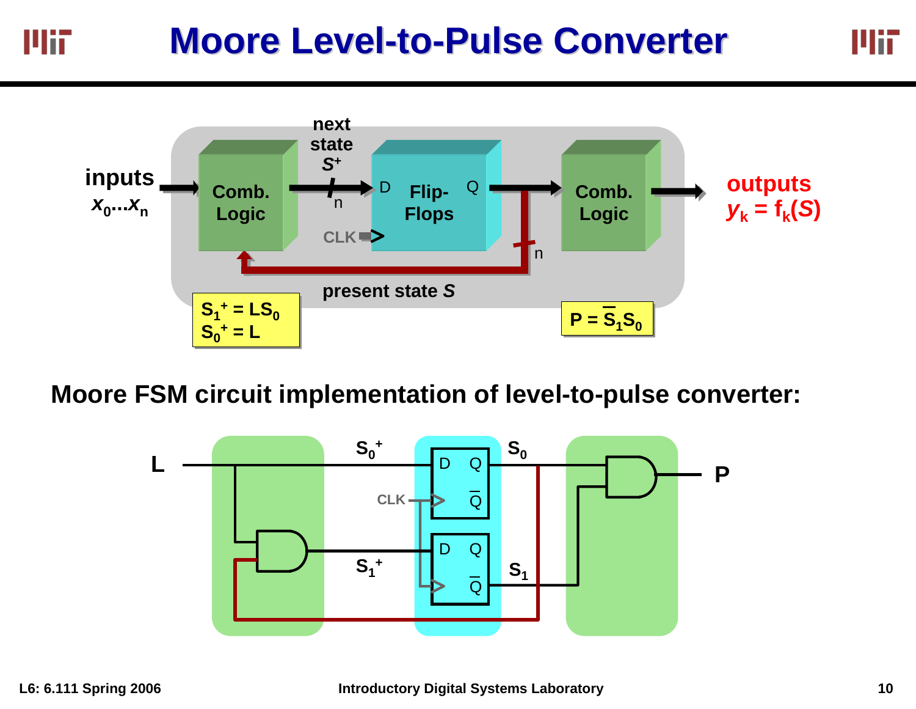# Moore Level-to-Pulse Converter

inputs $x_0...x_n$ → Comb. Logic → next state $S^+$ (n) → D Flip-Flops Q (CLK) → Comb. Logic → outputs $y_k = f_k(S)$

present state $S$ (n)

$S_1^+ = LS_0$
$S_0^+ = L$

$P = \overline{S_1}S_0$

**Moore FSM circuit implementation of level-to-pulse converter:**

L, $S_0^+$, $S_1^+$, CLK, D, Q, $\overline{Q}$, $S_0$, $S_1$, P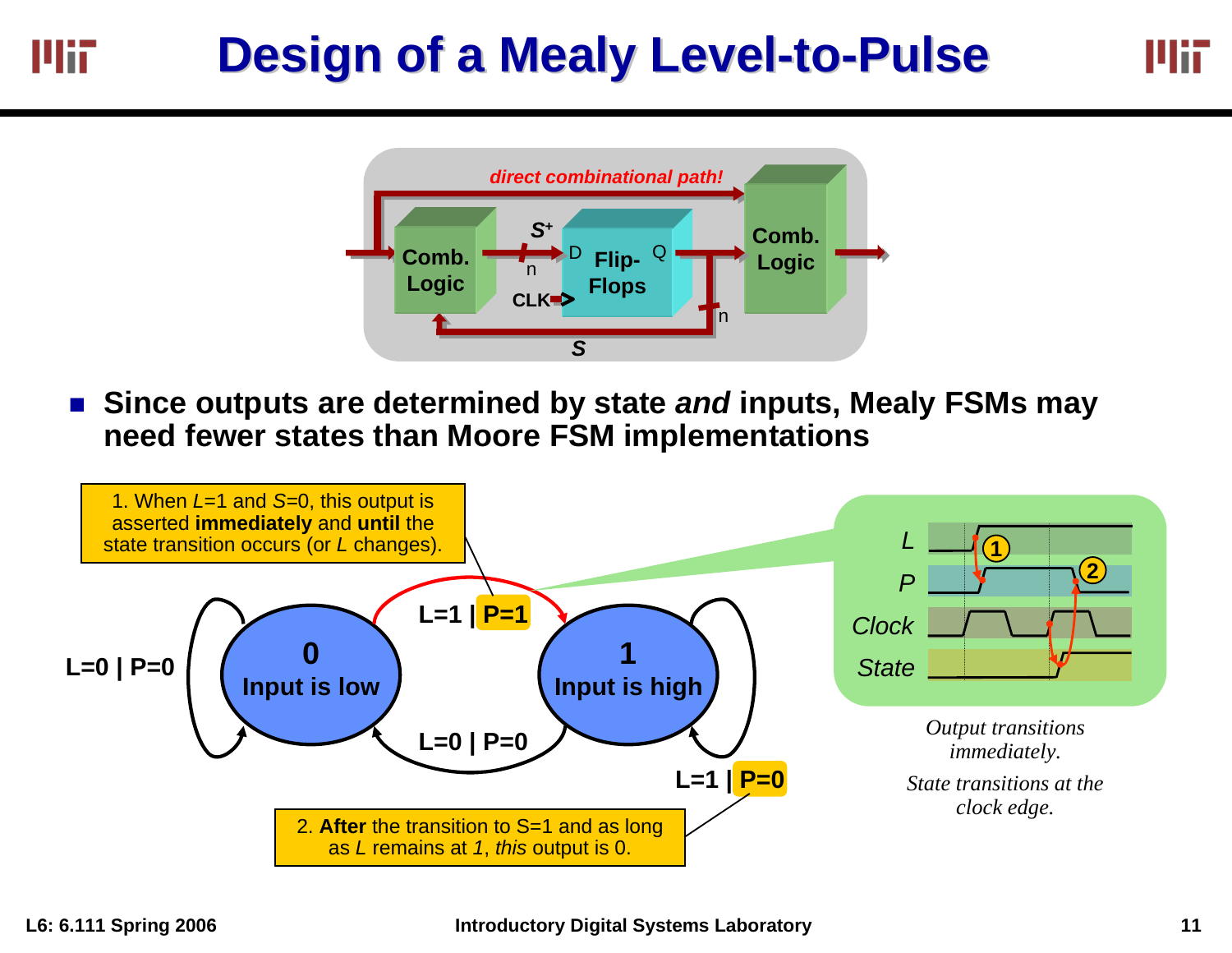# Design of a Mealy Level-to-Pulse

direct combinational path!

Comb. Logic → $S^+$ (n) → D Flip-Flops Q → Comb. Logic

CLK

S (n)

- **Since outputs are determined by state *and* inputs, Mealy FSMs may need fewer states than Moore FSM implementations**

1. When *L*=1 and *S*=0, this output is asserted **immediately** and **until** the state transition occurs (or *L* changes).

L=0 | P=0

**0**
**Input is low**

L=1 | P=1

**1**
**Input is high**

L=0 | P=0

L=1 | P=0

2. **After** the transition to S=1 and as long as *L* remains at *1*, *this* output is 0.

*L*

*P*

*Clock*

*State*

*Output transitions immediately.*

*State transitions at the clock edge.*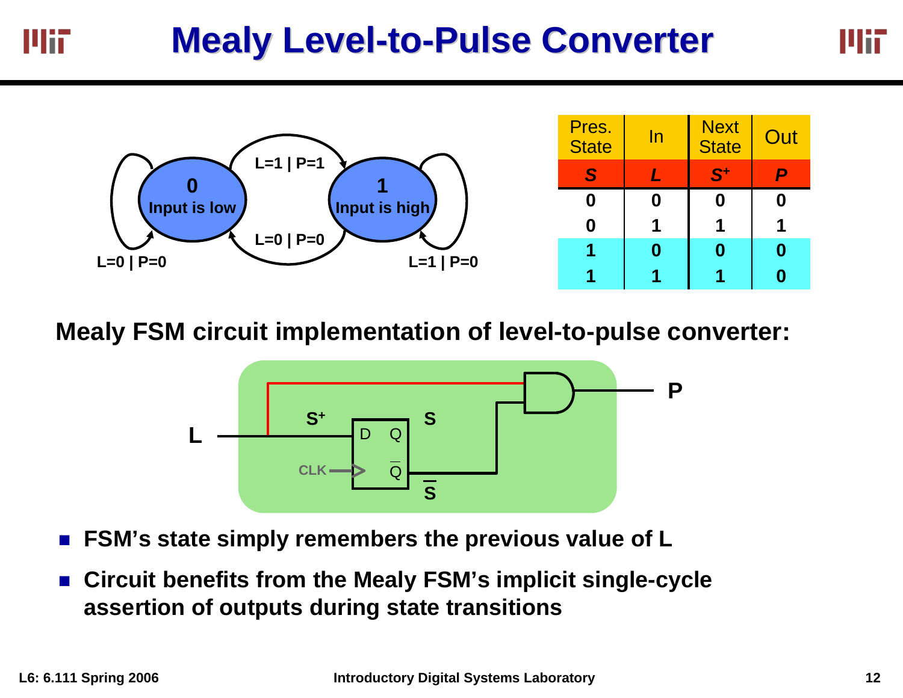# Mealy Level-to-Pulse Converter

| Pres. State | In | Next State | Out |
|---|---|---|---|
| *S* | *L* | $S^+$ | *P* |
| 0 | 0 | 0 | 0 |
| 0 | 1 | 1 | 1 |
| 1 | 0 | 0 | 0 |
| 1 | 1 | 1 | 0 |

**Mealy FSM circuit implementation of level-to-pulse converter:**

- **FSM's state simply remembers the previous value of L**
- **Circuit benefits from the Mealy FSM's implicit single-cycle assertion of outputs during state transitions**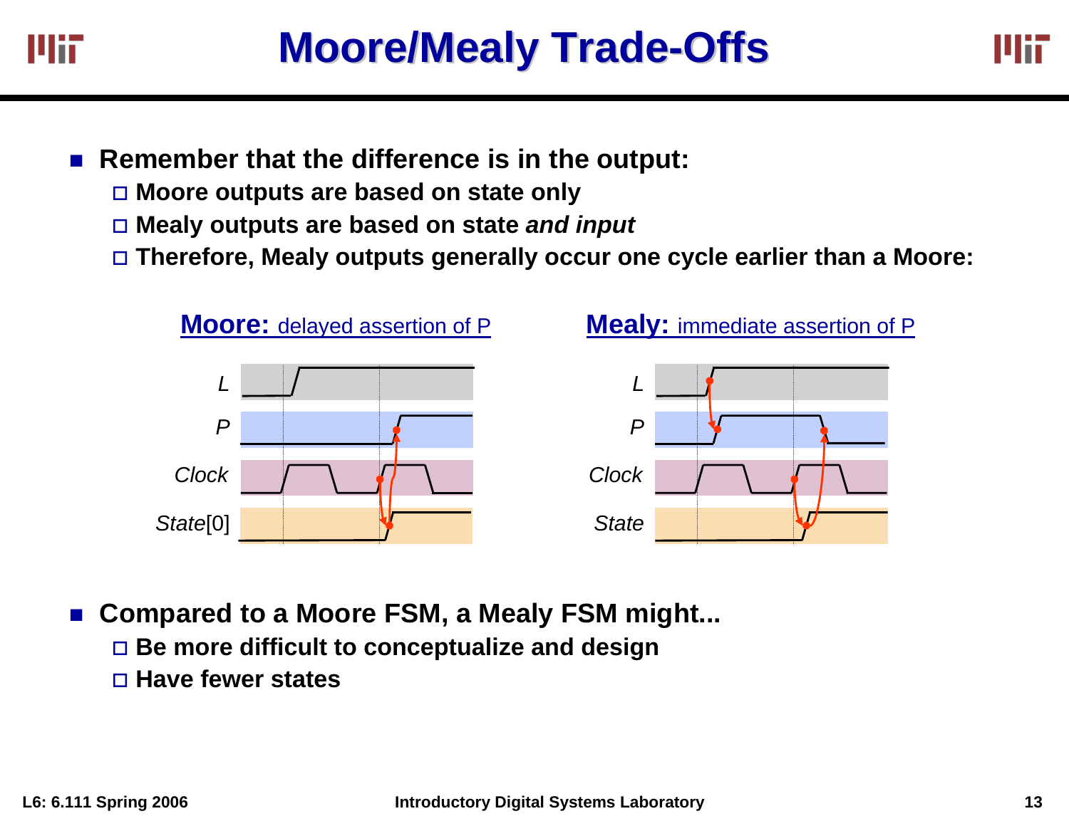# Moore/Mealy Trade-Offs

- **Remember that the difference is in the output:**
  - **Moore outputs are based on state only**
  - **Mealy outputs are based on state *and input***
  - **Therefore, Mealy outputs generally occur one cycle earlier than a Moore:**

**Moore:** delayed assertion of P

*L*

*P*

*Clock*

*State*[0]

**Mealy:** immediate assertion of P

*L*

*P*

*Clock*

*State*

- **Compared to a Moore FSM, a Mealy FSM might...**
  - **Be more difficult to conceptualize and design**
  - **Have fewer states**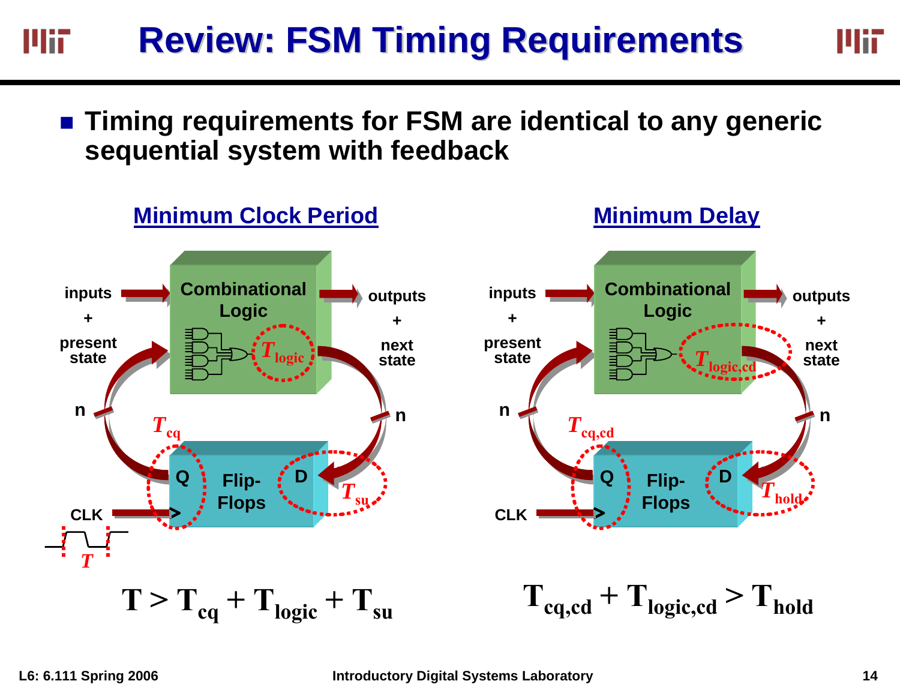# Review: FSM Timing Requirements

- **Timing requirements for FSM are identical to any generic sequential system with feedback**

## Minimum Clock Period

inputs + present state → Combinational Logic ($T_{logic}$) → outputs + next state

n → D ($T_{su}$) Flip-Flops Q ($T_{cq}$) → n

CLK, $T$

$$T > T_{cq} + T_{logic} + T_{su}$$

## Minimum Delay

inputs + present state → Combinational Logic ($T_{logic,cd}$) → outputs + next state

n → D ($T_{hold}$) Flip-Flops Q ($T_{cq,cd}$) → n

CLK

$$T_{cq,cd} + T_{logic,cd} > T_{hold}$$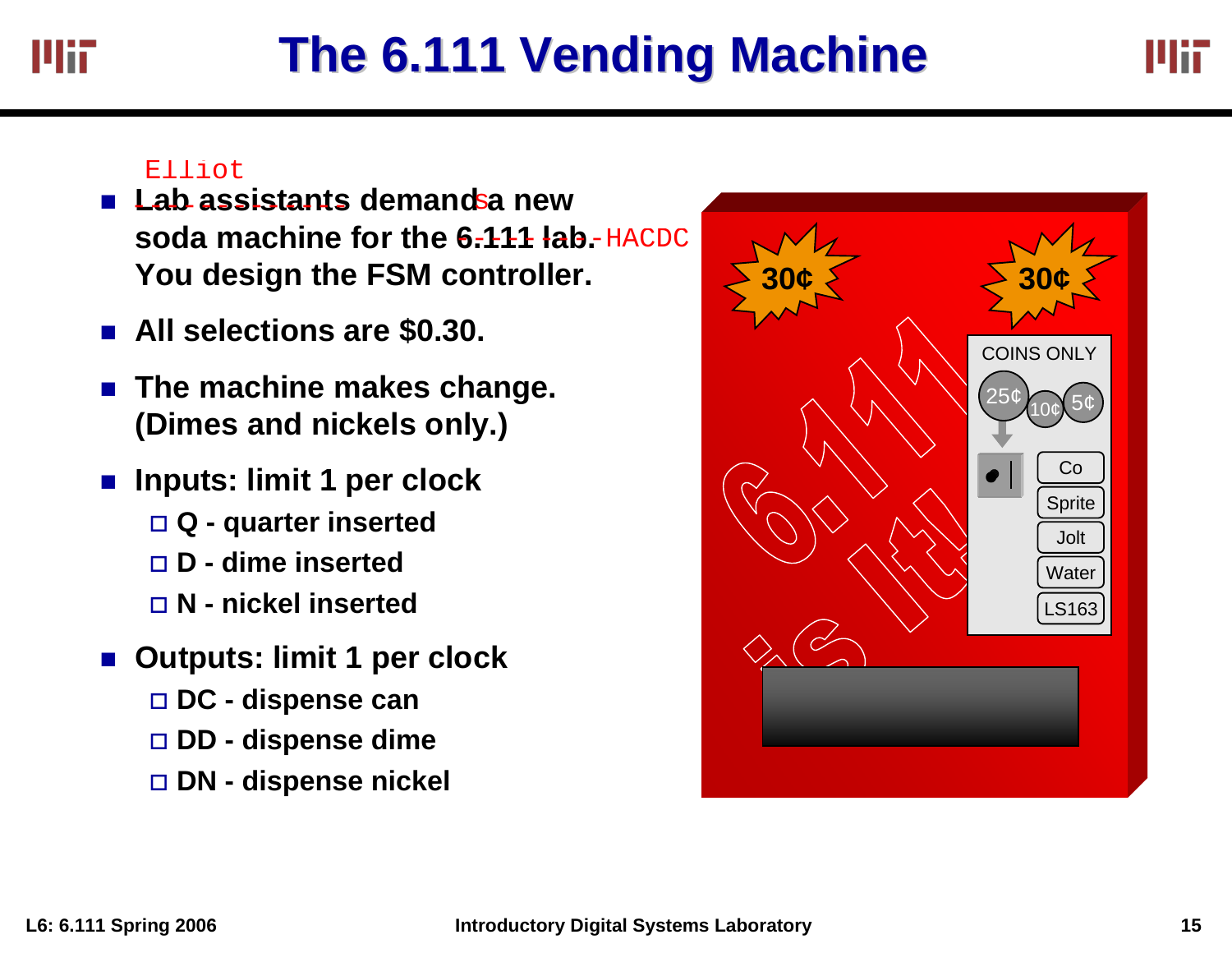# The 6.111 Vending Machine

- ~~Lab assistants~~ Elliot demand~~s~~ a new soda machine for the ~~6.111 lab.~~ HACDC You design the FSM controller.
- All selections are $0.30.
- The machine makes change. (Dimes and nickels only.)
- Inputs: limit 1 per clock
  - Q - quarter inserted
  - D - dime inserted
  - N - nickel inserted
- Outputs: limit 1 per clock
  - DC - dispense can
  - DD - dispense dime
  - DN - dispense nickel

30¢

30¢

6.111 is It!

COINS ONLY

25¢ 10¢ 5¢

Co

Sprite

Jolt

Water

LS163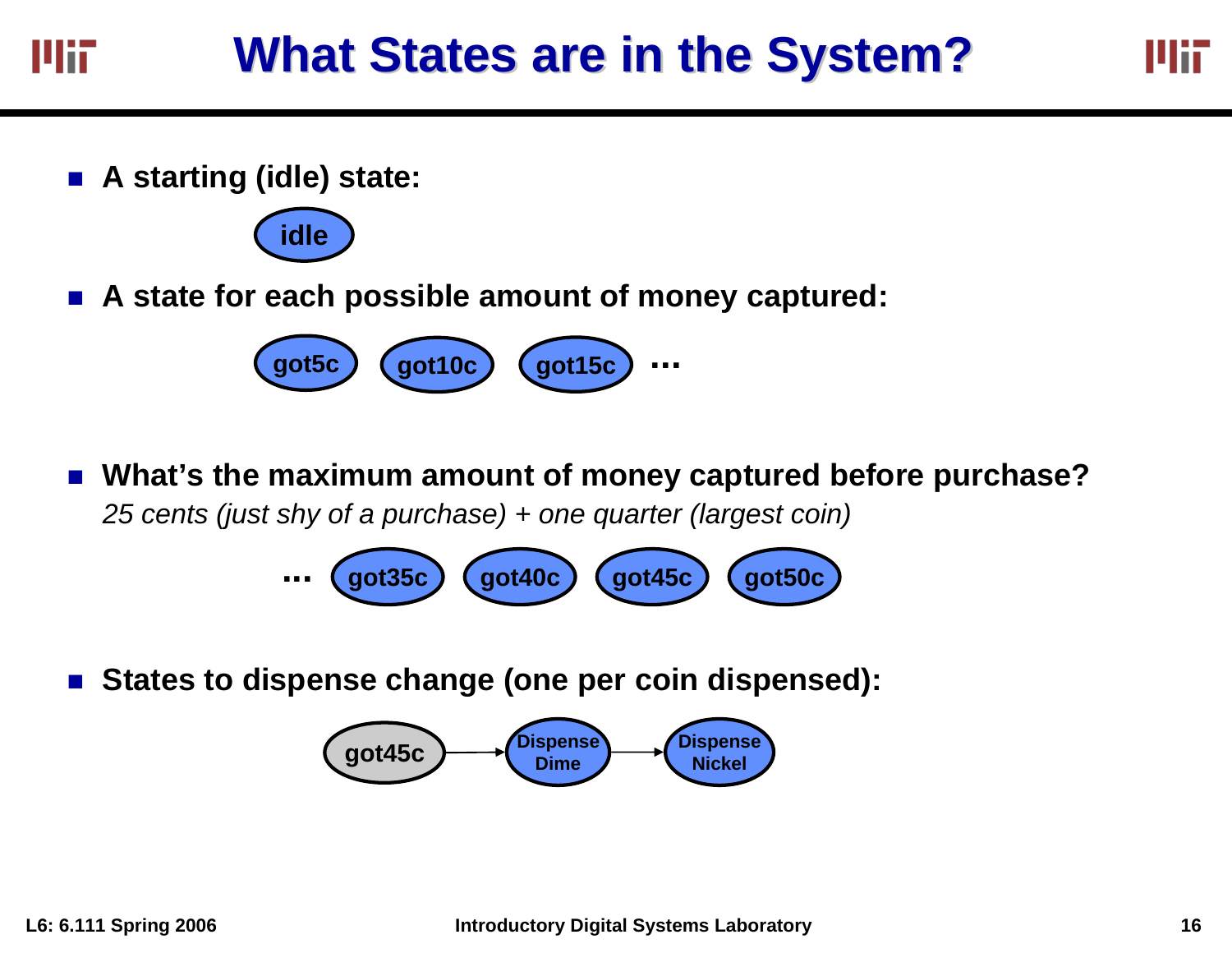# What States are in the System?

- **A starting (idle) state:**

  idle

- **A state for each possible amount of money captured:**

  got5c  got10c  got15c  ...

- **What's the maximum amount of money captured before purchase?**
  *25 cents (just shy of a purchase) + one quarter (largest coin)*

  ...  got35c  got40c  got45c  got50c

- **States to dispense change (one per coin dispensed):**

  got45c → Dispense Dime → Dispense Nickel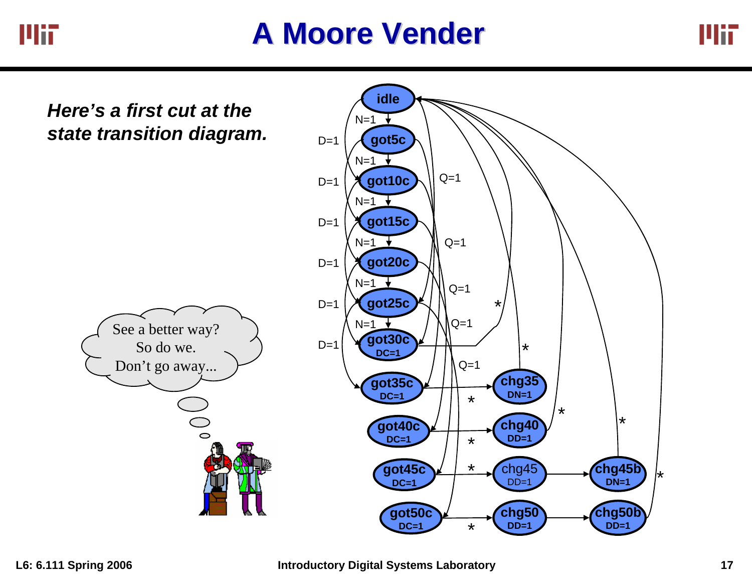# A Moore Vender

***Here's a first cut at the state transition diagram.***

See a better way?
So do we.
Don't go away...

idle

N=1

got5c

D=1

N=1

got10c

Q=1

D=1

N=1

got15c

D=1

N=1

Q=1

got20c

D=1

N=1

Q=1

got25c

D=1

N=1

Q=1

got30c
DC=1

D=1

Q=1

got35c
DC=1

chg35
DN=1

got40c
DC=1

chg40
DD=1

got45c
DC=1

chg45
DD=1

chg45b
DN=1

got50c
DC=1

chg50
DD=1

chg50b
DD=1

*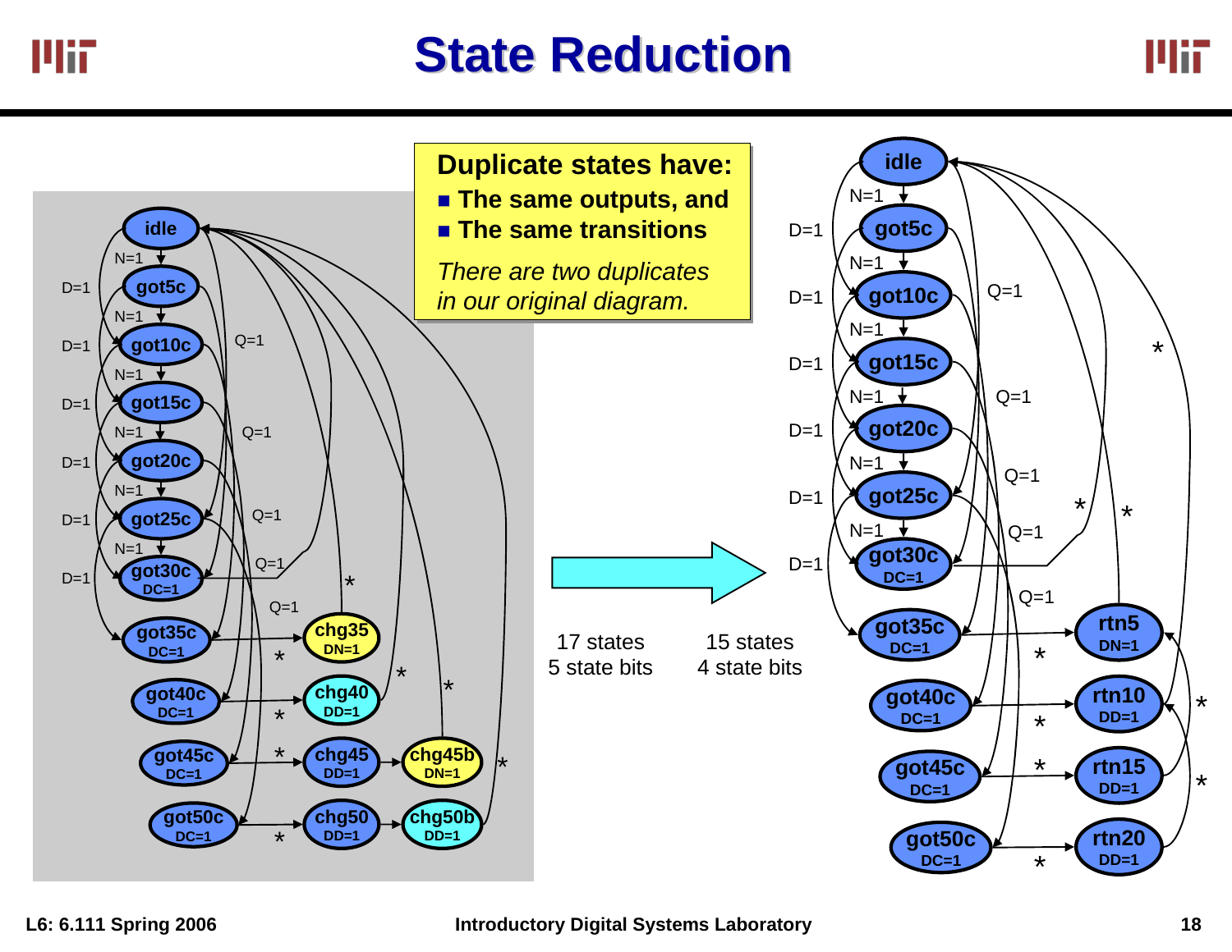# State Reduction

**Duplicate states have:**

- **The same outputs, and**
- **The same transitions**

*There are two duplicates in our original diagram.*

17 states
5 state bits

15 states
4 state bits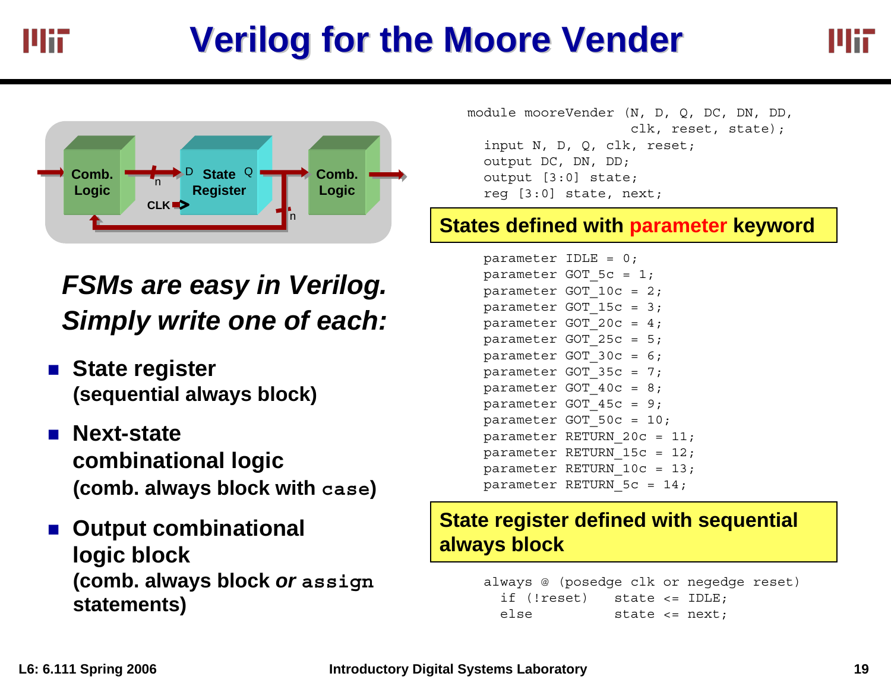# Verilog for the Moore Vender

*FSMs are easy in Verilog. Simply write one of each:*

- **State register (sequential always block)**
- **Next-state combinational logic (comb. always block with `case`)**
- **Output combinational logic block (comb. always block *or* `assign` statements)**

```
module mooreVender (N, D, Q, DC, DN, DD,
                    clk, reset, state);
  input N, D, Q, clk, reset;
  output DC, DN, DD;
  output [3:0] state;
  reg [3:0] state, next;
```

**States defined with parameter keyword**

```
  parameter IDLE = 0;
  parameter GOT_5c = 1;
  parameter GOT_10c = 2;
  parameter GOT_15c = 3;
  parameter GOT_20c = 4;
  parameter GOT_25c = 5;
  parameter GOT_30c = 6;
  parameter GOT_35c = 7;
  parameter GOT_40c = 8;
  parameter GOT_45c = 9;
  parameter GOT_50c = 10;
  parameter RETURN_20c = 11;
  parameter RETURN_15c = 12;
  parameter RETURN_10c = 13;
  parameter RETURN_5c = 14;
```

**State register defined with sequential always block**

```
  always @ (posedge clk or negedge reset)
    if (!reset)    state <= IDLE;
    else           state <= next;
```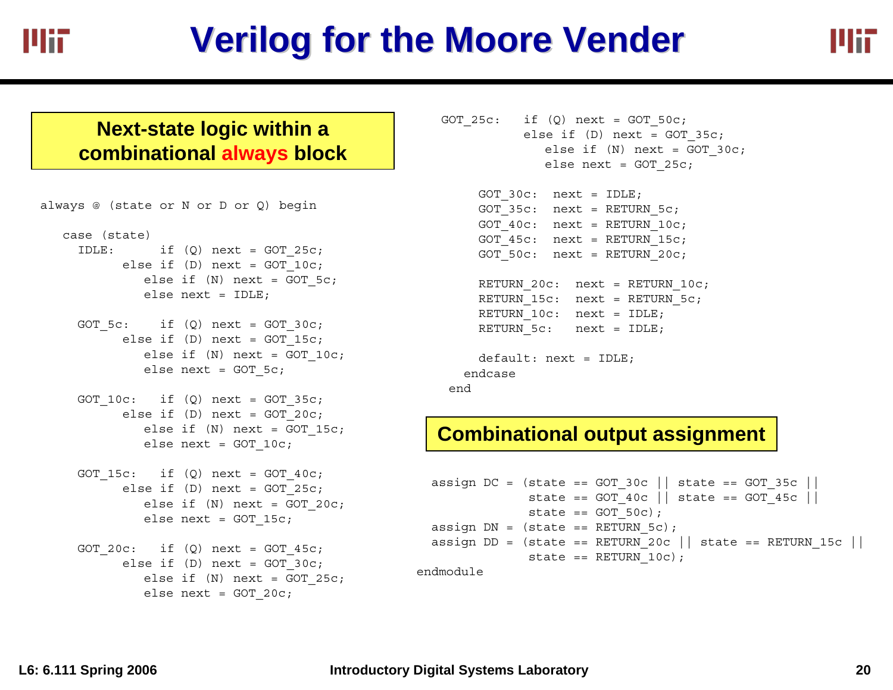# Verilog for the Moore Vender

**Next-state logic within a combinational always block**

```
always @ (state or N or D or Q) begin

   case (state)
     IDLE:      if (Q) next = GOT_25c;
           else if (D) next = GOT_10c;
              else if (N) next = GOT_5c;
              else next = IDLE;

     GOT_5c:    if (Q) next = GOT_30c;
           else if (D) next = GOT_15c;
              else if (N) next = GOT_10c;
              else next = GOT_5c;

     GOT_10c:   if (Q) next = GOT_35c;
           else if (D) next = GOT_20c;
              else if (N) next = GOT_15c;
              else next = GOT_10c;

     GOT_15c:   if (Q) next = GOT_40c;
           else if (D) next = GOT_25c;
              else if (N) next = GOT_20c;
              else next = GOT_15c;

     GOT_20c:   if (Q) next = GOT_45c;
           else if (D) next = GOT_30c;
              else if (N) next = GOT_25c;
              else next = GOT_20c;

     GOT_25c:   if (Q) next = GOT_50c;
           else if (D) next = GOT_35c;
              else if (N) next = GOT_30c;
              else next = GOT_25c;

     GOT_30c:  next = IDLE;
     GOT_35c:  next = RETURN_5c;
     GOT_40c:  next = RETURN_10c;
     GOT_45c:  next = RETURN_15c;
     GOT_50c:  next = RETURN_20c;

     RETURN_20c:  next = RETURN_10c;
     RETURN_15c:  next = RETURN_5c;
     RETURN_10c:  next = IDLE;
     RETURN_5c:   next = IDLE;

     default: next = IDLE;
   endcase
 end
```

**Combinational output assignment**

```
  assign DC = (state == GOT_30c || state == GOT_35c ||
               state == GOT_40c || state == GOT_45c ||
               state == GOT_50c);
  assign DN = (state == RETURN_5c);
  assign DD = (state == RETURN_20c || state == RETURN_15c ||
               state == RETURN_10c);
endmodule
```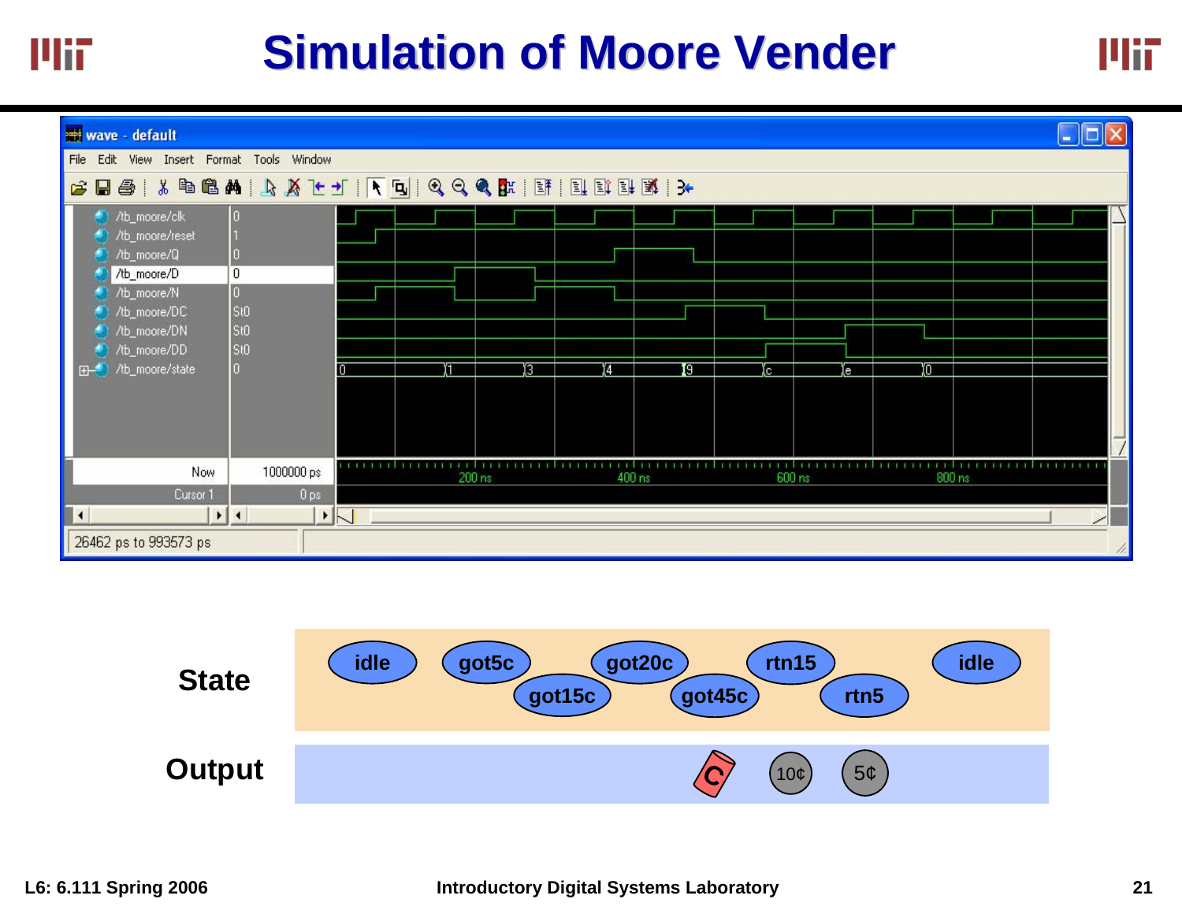# Simulation of Moore Vender

wave - default

File Edit View Insert Format Tools Window

| Signal | Value |
|---|---|
| /tb_moore/clk | 0 |
| /tb_moore/reset | 1 |
| /tb_moore/Q | 0 |
| /tb_moore/D | 0 |
| /tb_moore/N | 0 |
| /tb_moore/DC | St0 |
| /tb_moore/DN | St0 |
| /tb_moore/DD | St0 |
| /tb_moore/state | 0 |

State sequence: 0, 1, 3, 4, 9, c, e, 0

Now: 1000000 ps

Cursor 1: 0 ps

200 ns, 400 ns, 600 ns, 800 ns

26462 ps to 993573 ps

**State**: idle → got5c → got15c → got20c → got45c → rtn15 → rtn5 → idle

**Output**: C, 10¢, 5¢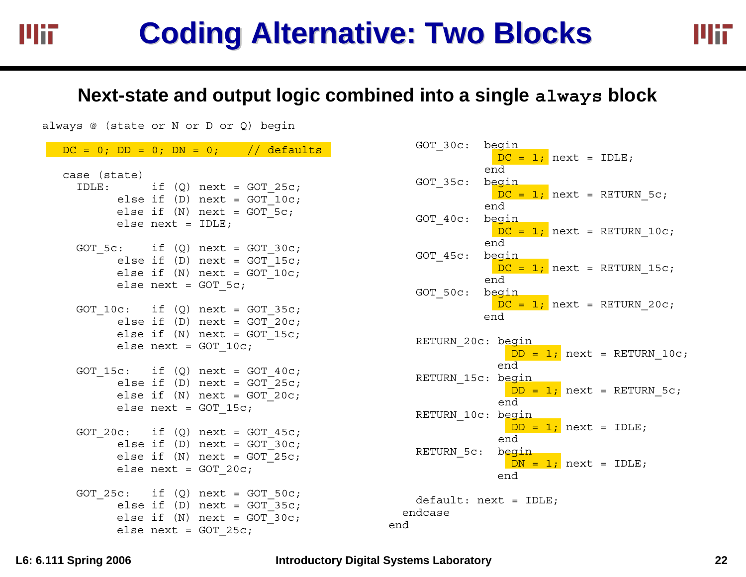# Coding Alternative: Two Blocks

## Next-state and output logic combined into a single `always` block

```
always @ (state or N or D or Q) begin

  DC = 0; DD = 0; DN = 0;    // defaults

  case (state)
    IDLE:      if (Q) next = GOT_25c;
          else if (D) next = GOT_10c;
          else if (N) next = GOT_5c;
          else next = IDLE;

    GOT_5c:    if (Q) next = GOT_30c;
          else if (D) next = GOT_15c;
          else if (N) next = GOT_10c;
          else next = GOT_5c;

    GOT_10c:   if (Q) next = GOT_35c;
          else if (D) next = GOT_20c;
          else if (N) next = GOT_15c;
          else next = GOT_10c;

    GOT_15c:   if (Q) next = GOT_40c;
          else if (D) next = GOT_25c;
          else if (N) next = GOT_20c;
          else next = GOT_15c;

    GOT_20c:   if (Q) next = GOT_45c;
          else if (D) next = GOT_30c;
          else if (N) next = GOT_25c;
          else next = GOT_20c;

    GOT_25c:   if (Q) next = GOT_50c;
          else if (D) next = GOT_35c;
          else if (N) next = GOT_30c;
          else next = GOT_25c;

    GOT_30c:  begin
                DC = 1; next = IDLE;
              end
    GOT_35c:  begin
                DC = 1; next = RETURN_5c;
              end
    GOT_40c:  begin
                DC = 1; next = RETURN_10c;
              end
    GOT_45c:  begin
                DC = 1; next = RETURN_15c;
              end
    GOT_50c:  begin
                DC = 1; next = RETURN_20c;
              end

    RETURN_20c: begin
                  DD = 1; next = RETURN_10c;
                end
    RETURN_15c: begin
                  DD = 1; next = RETURN_5c;
                end
    RETURN_10c: begin
                  DD = 1; next = IDLE;
                end
    RETURN_5c:  begin
                  DN = 1; next = IDLE;
                end

    default: next = IDLE;
  endcase
end
```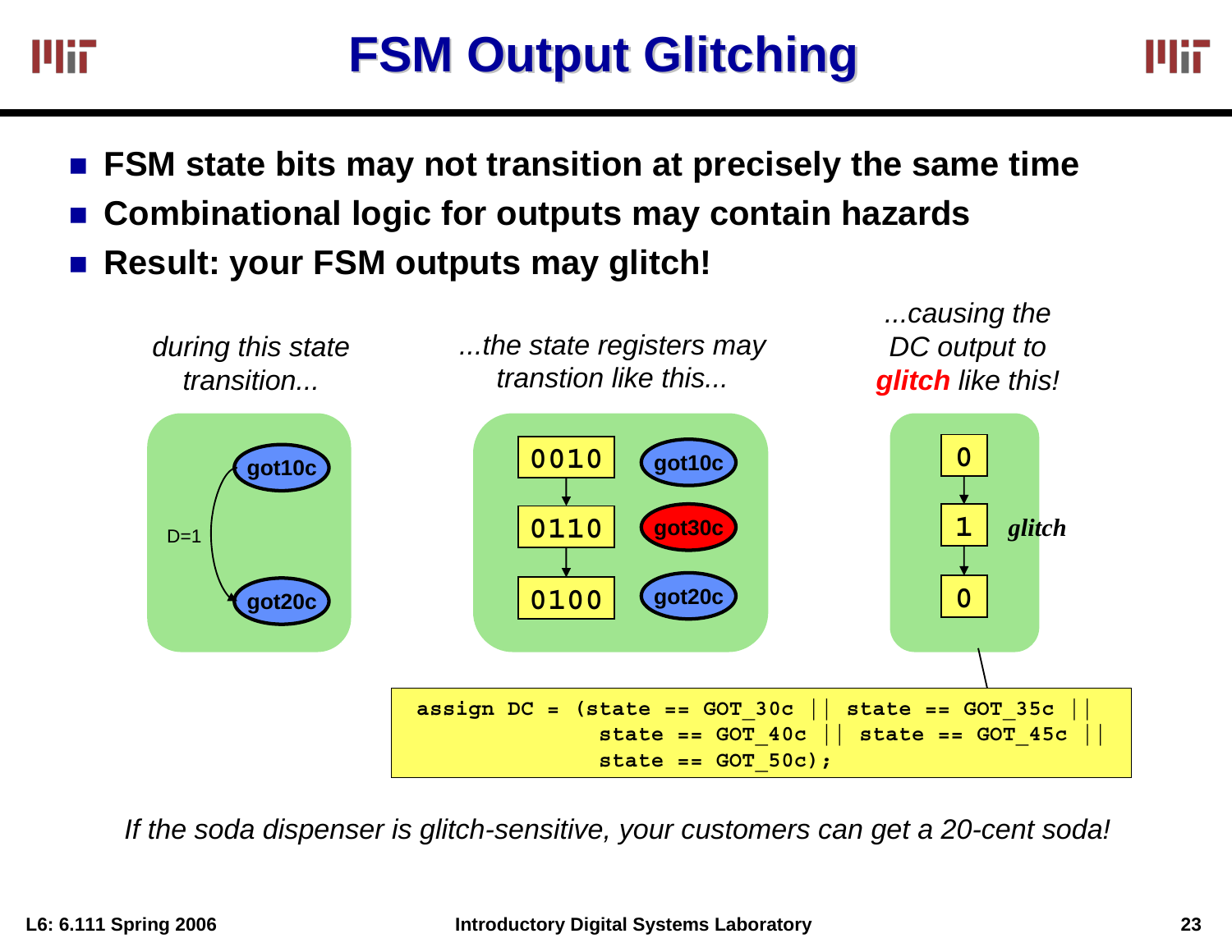# FSM Output Glitching

- **FSM state bits may not transition at precisely the same time**
- **Combinational logic for outputs may contain hazards**
- **Result: your FSM outputs may glitch!**

*during this state transition...*

got10c → (D=1) → got20c

*...the state registers may transtion like this...*

| State bits | State |
|---|---|
| 0010 | got10c |
| 0110 | got30c |
| 0100 | got20c |

*...causing the DC output to* ***glitch*** *like this!*

0 → 1 (*glitch*) → 0

```
assign DC = (state == GOT_30c || state == GOT_35c ||
             state == GOT_40c || state == GOT_45c ||
             state == GOT_50c);
```

*If the soda dispenser is glitch-sensitive, your customers can get a 20-cent soda!*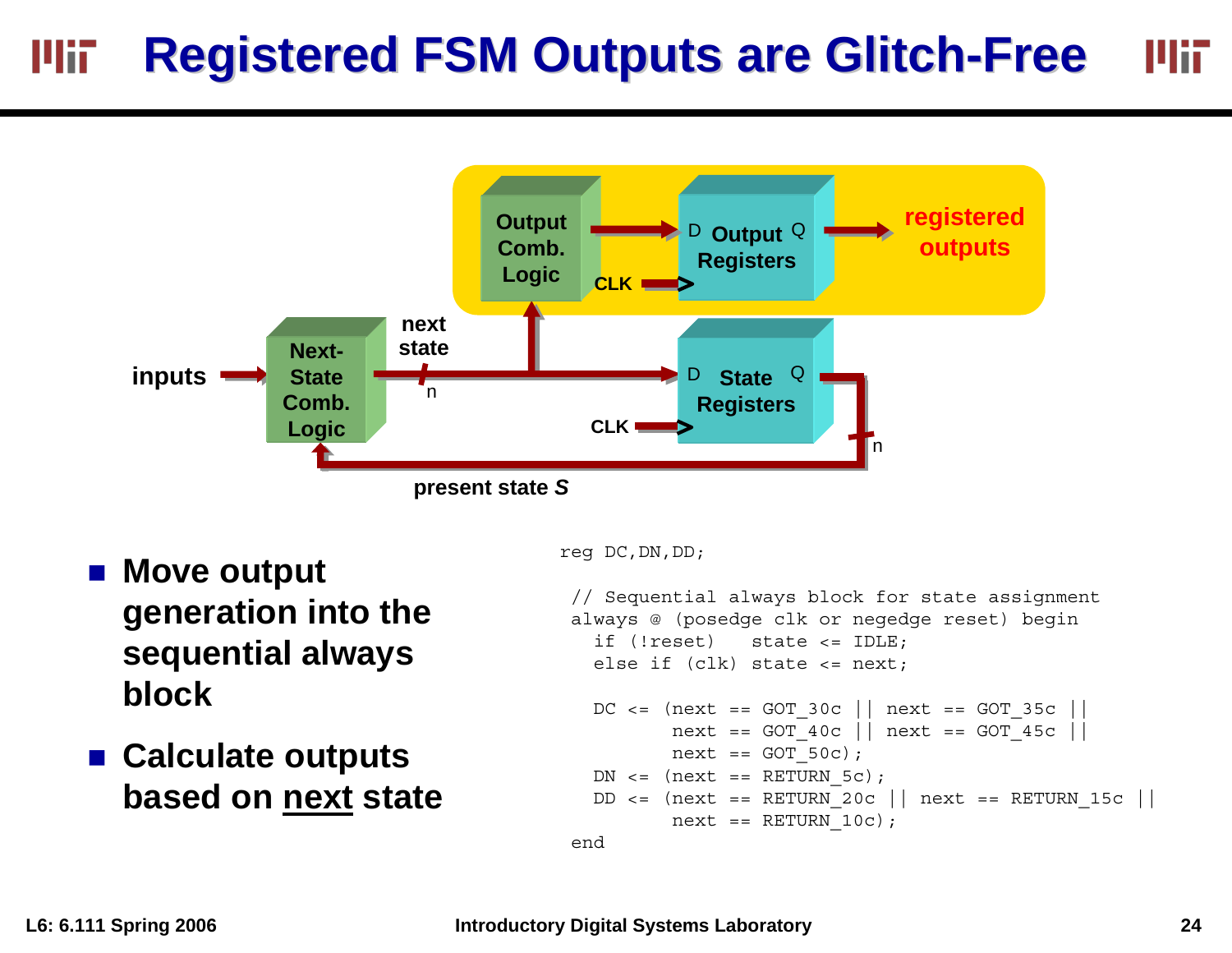# Registered FSM Outputs are Glitch-Free

inputs → Next-State Comb. Logic → next state (n) → State Registers (D, Q, CLK) → present state *S* (n)

next state → Output Comb. Logic → Output Registers (D, Q, CLK) → registered outputs

- Move output generation into the sequential always block
- Calculate outputs based on next state

```
reg DC,DN,DD;

 // Sequential always block for state assignment
 always @ (posedge clk or negedge reset) begin
   if (!reset)    state <= IDLE;
   else if (clk) state <= next;

   DC <= (next == GOT_30c || next == GOT_35c ||
          next == GOT_40c || next == GOT_45c ||
          next == GOT_50c);
   DN <= (next == RETURN_5c);
   DD <= (next == RETURN_20c || next == RETURN_15c ||
          next == RETURN_10c);
 end
```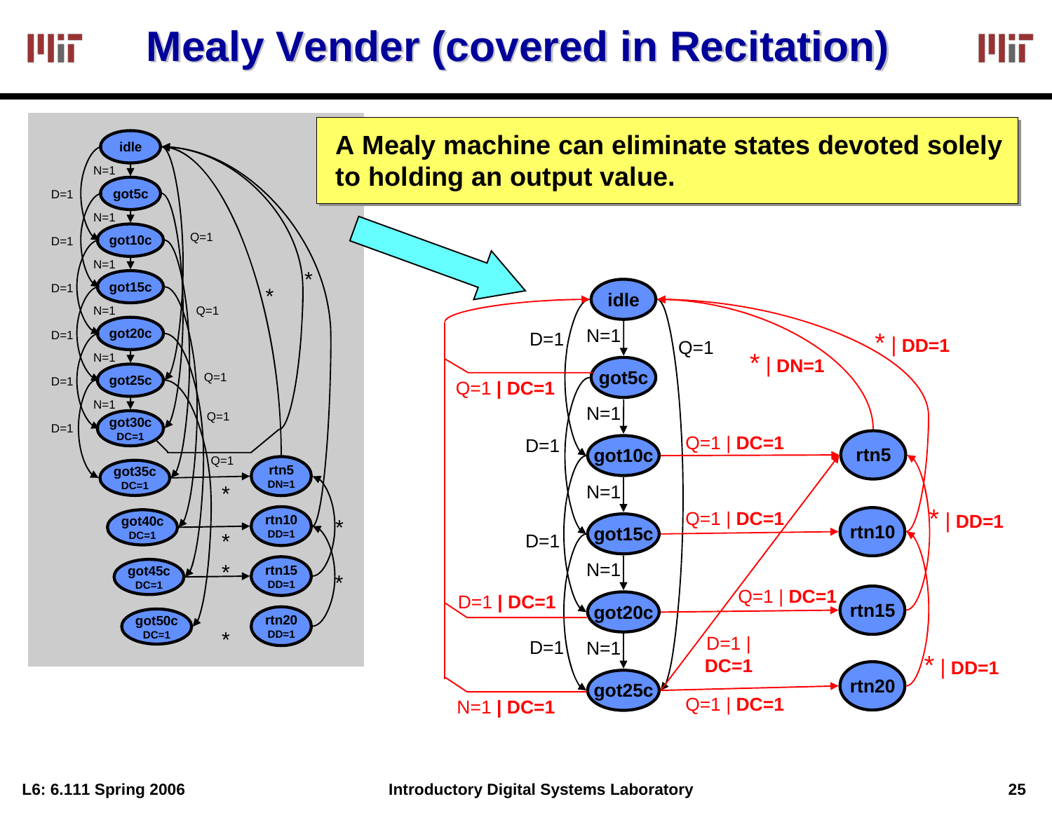# Mealy Vender (covered in Recitation)

**A Mealy machine can eliminate states devoted solely to holding an output value.**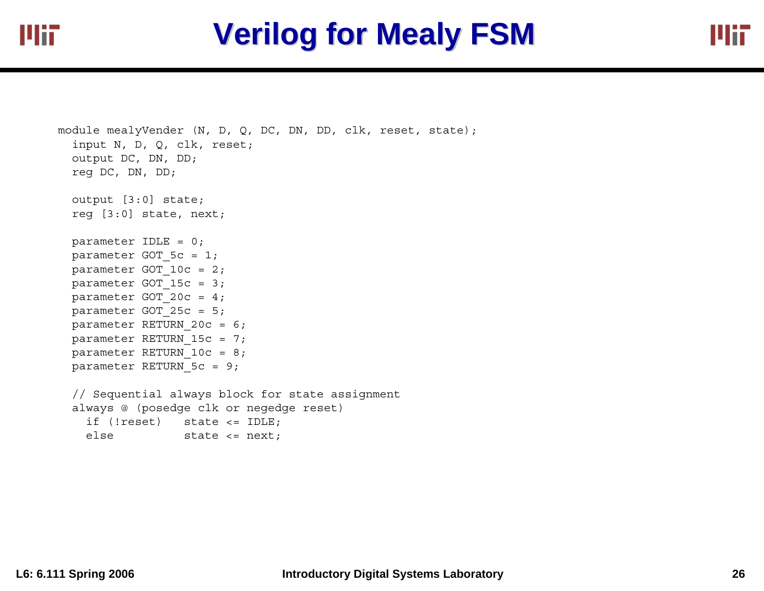# Verilog for Mealy FSM

```
module mealyVender (N, D, Q, DC, DN, DD, clk, reset, state);
  input N, D, Q, clk, reset;
  output DC, DN, DD;
  reg DC, DN, DD;

  output [3:0] state;
  reg [3:0] state, next;

  parameter IDLE = 0;
  parameter GOT_5c = 1;
  parameter GOT_10c = 2;
  parameter GOT_15c = 3;
  parameter GOT_20c = 4;
  parameter GOT_25c = 5;
  parameter RETURN_20c = 6;
  parameter RETURN_15c = 7;
  parameter RETURN_10c = 8;
  parameter RETURN_5c = 9;

  // Sequential always block for state assignment
  always @ (posedge clk or negedge reset)
    if (!reset)    state <= IDLE;
    else           state <= next;
```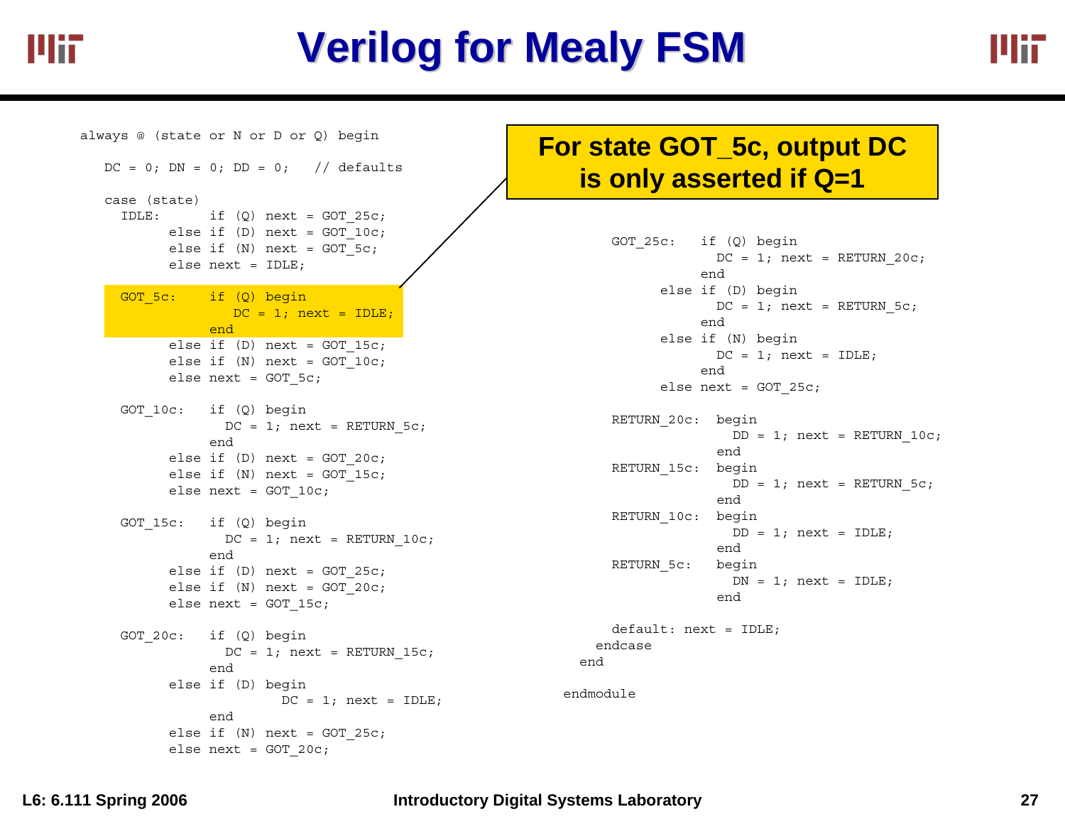# Verilog for Mealy FSM

```
always @ (state or N or D or Q) begin

  DC = 0; DN = 0; DD = 0;   // defaults

  case (state)
    IDLE:      if (Q) next = GOT_25c;
          else if (D) next = GOT_10c;
          else if (N) next = GOT_5c;
          else next = IDLE;

    GOT_5c:    if (Q) begin
                 DC = 1; next = IDLE;
               end
          else if (D) next = GOT_15c;
          else if (N) next = GOT_10c;
          else next = GOT_5c;

    GOT_10c:   if (Q) begin
                 DC = 1; next = RETURN_5c;
               end
          else if (D) next = GOT_20c;
          else if (N) next = GOT_15c;
          else next = GOT_10c;

    GOT_15c:   if (Q) begin
                 DC = 1; next = RETURN_10c;
               end
          else if (D) next = GOT_25c;
          else if (N) next = GOT_20c;
          else next = GOT_15c;

    GOT_20c:   if (Q) begin
                 DC = 1; next = RETURN_15c;
               end
          else if (D) begin
                        DC = 1; next = IDLE;
               end
          else if (N) next = GOT_25c;
          else next = GOT_20c;

    GOT_25c:   if (Q) begin
                 DC = 1; next = RETURN_20c;
               end
          else if (D) begin
                 DC = 1; next = RETURN_5c;
               end
          else if (N) begin
                 DC = 1; next = IDLE;
               end
          else next = GOT_25c;

    RETURN_20c:  begin
                   DD = 1; next = RETURN_10c;
                 end
    RETURN_15c:  begin
                   DD = 1; next = RETURN_5c;
                 end
    RETURN_10c:  begin
                   DD = 1; next = IDLE;
                 end
    RETURN_5c:   begin
                   DN = 1; next = IDLE;
                 end

    default: next = IDLE;
  endcase
end

endmodule
```

**For state GOT_5c, output DC is only asserted if Q=1**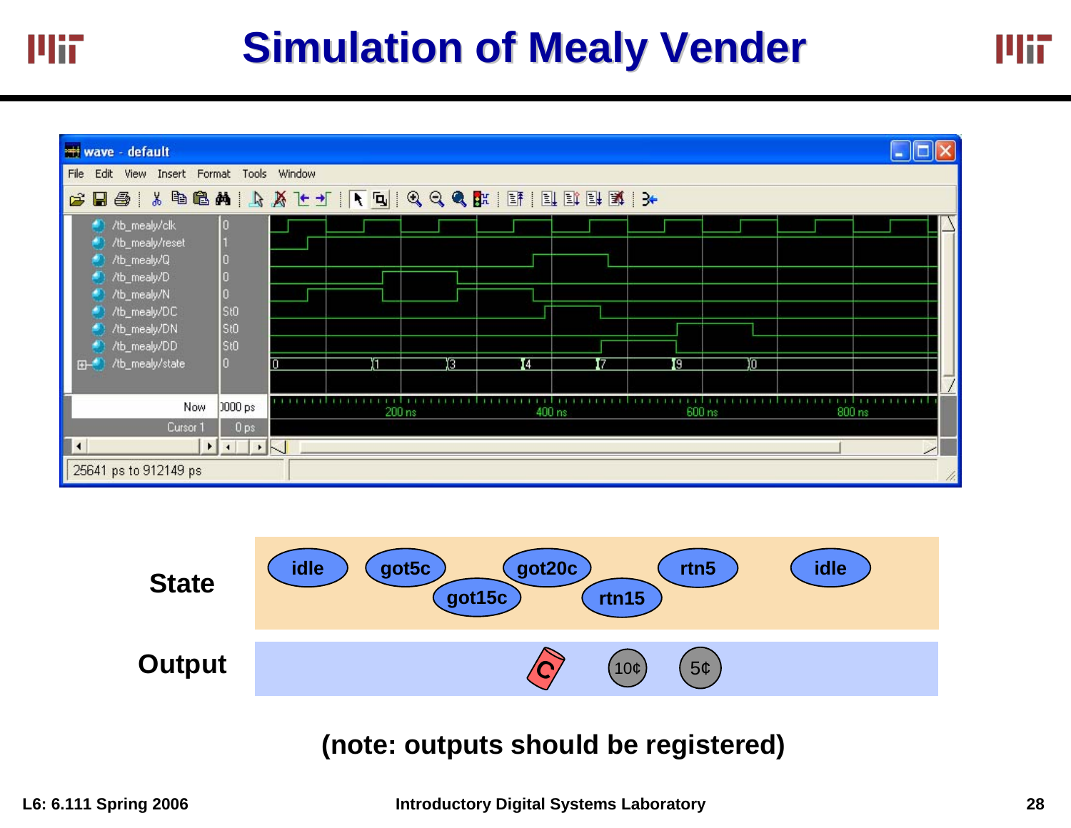# Simulation of Mealy Vender

| /tb_mealy/clk | 0 |
| --- | --- |
| /tb_mealy/reset | 1 |
| /tb_mealy/Q | 0 |
| /tb_mealy/D | 0 |
| /tb_mealy/N | 0 |
| /tb_mealy/DC | St0 |
| /tb_mealy/DN | St0 |
| /tb_mealy/DD | St0 |
| /tb_mealy/state | 0 |

State: idle, got5c, got15c, got20c, rtn15, rtn5, idle

Output: 10¢, 5¢

**(note: outputs should be registered)**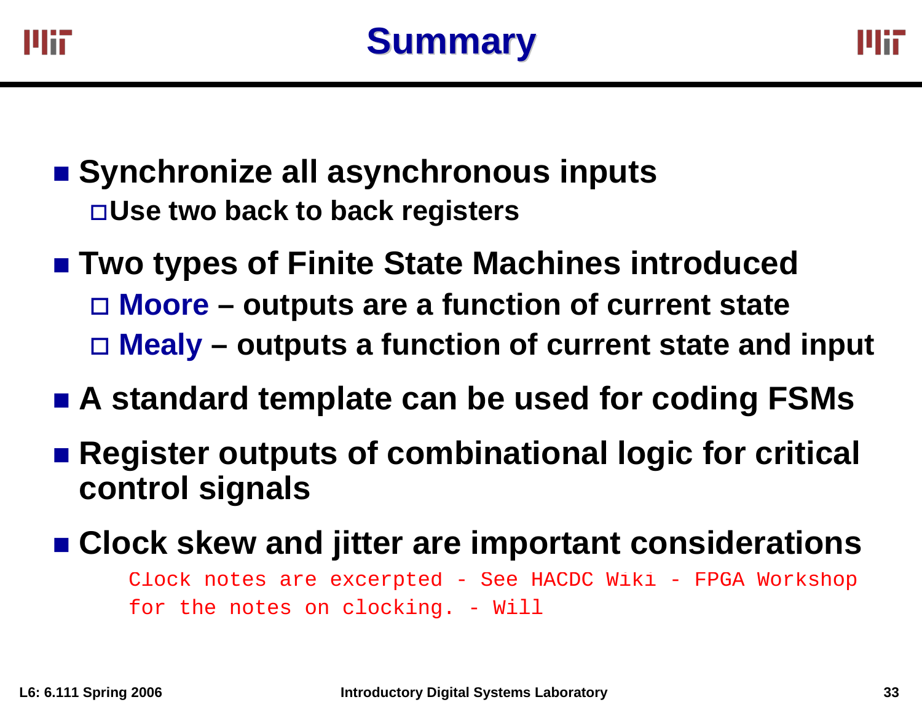# Summary

- **Synchronize all asynchronous inputs**
  - **Use two back to back registers**
- **Two types of Finite State Machines introduced**
  - **Moore – outputs are a function of current state**
  - **Mealy – outputs a function of current state and input**
- **A standard template can be used for coding FSMs**
- **Register outputs of combinational logic for critical control signals**
- **Clock skew and jitter are important considerations**

Clock notes are excerpted - See HACDC Wiki - FPGA Workshop for the notes on clocking. - Will